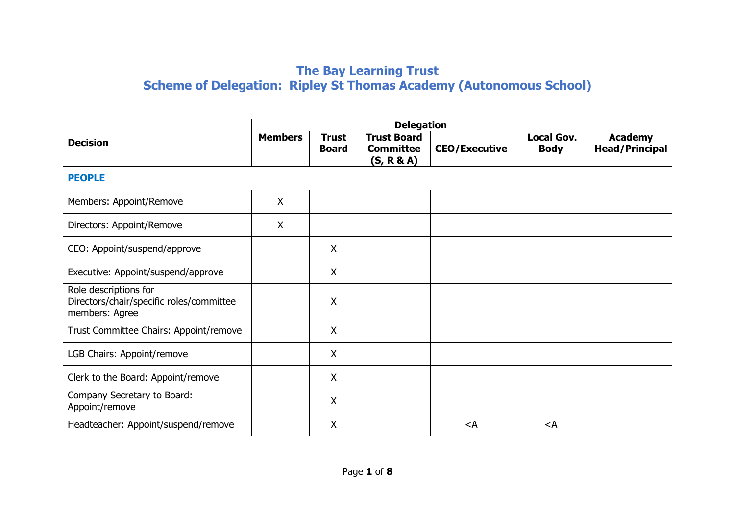# The Bay Learning Trust
## Scheme of Delegation: Ripley St Thomas Academy (Autonomous School)

| Decision | Delegation | | | | | |
|---|---|---|---|---|---|---|
| | Members | Trust Board | Trust Board Committee (S, R & A) | CEO/Executive | Local Gov. Body | Academy Head/Principal |
| **PEOPLE** | | | | | | |
| Members: Appoint/Remove | X | | | | | |
| Directors: Appoint/Remove | X | | | | | |
| CEO: Appoint/suspend/approve | | X | | | | |
| Executive: Appoint/suspend/approve | | X | | | | |
| Role descriptions for Directors/chair/specific roles/committee members: Agree | | X | | | | |
| Trust Committee Chairs: Appoint/remove | | X | | | | |
| LGB Chairs: Appoint/remove | | X | | | | |
| Clerk to the Board: Appoint/remove | | X | | | | |
| Company Secretary to Board: Appoint/remove | | X | | | | |
| Headteacher: Appoint/suspend/remove | | X | | <A | <A | |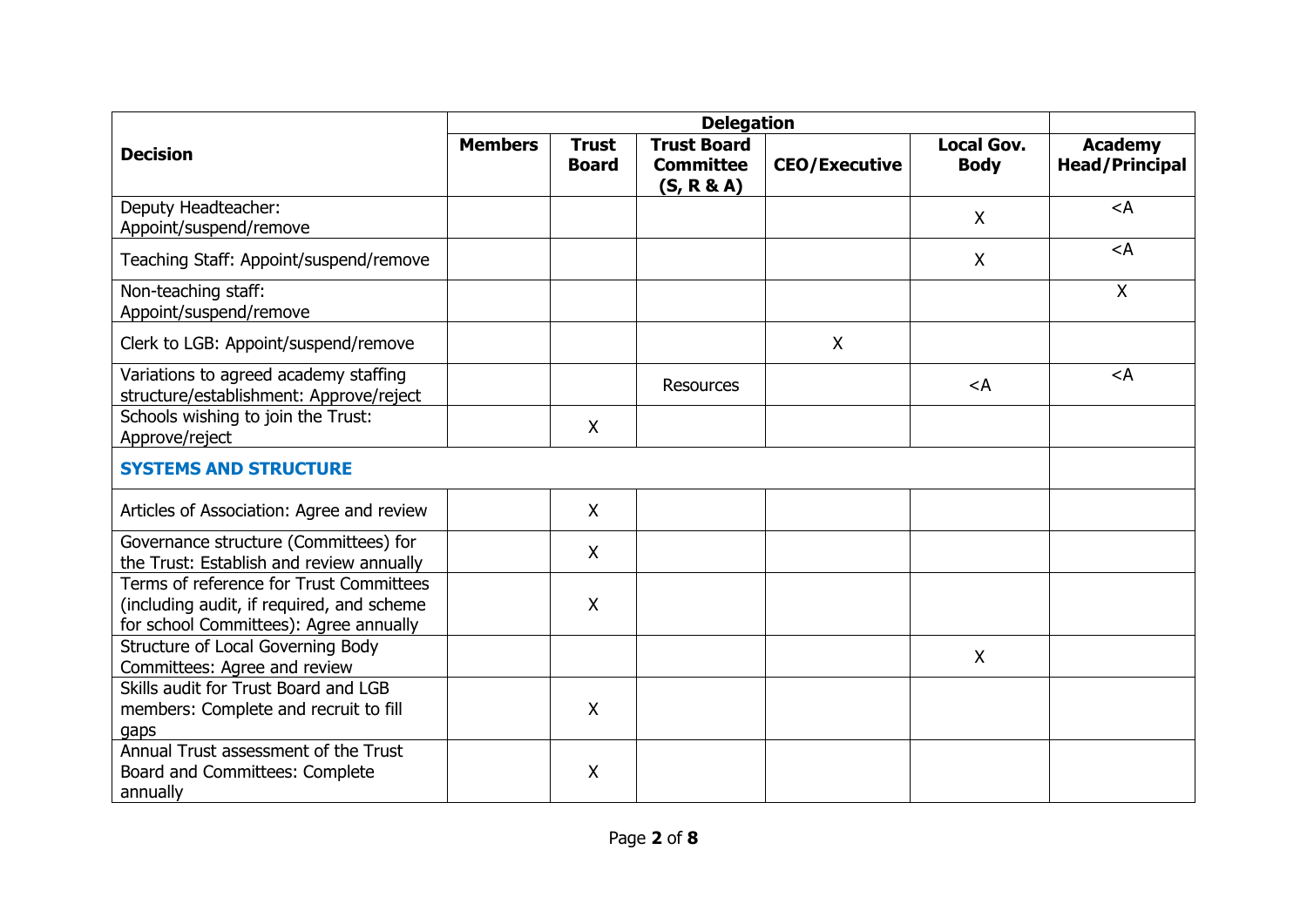| Decision | Delegation | | | | | |
|---|---|---|---|---|---|---|
| | **Members** | **Trust Board** | **Trust Board Committee (S, R & A)** | **CEO/Executive** | **Local Gov. Body** | **Academy Head/Principal** |
| Deputy Headteacher: Appoint/suspend/remove | | | | | X | <A |
| Teaching Staff: Appoint/suspend/remove | | | | | X | <A |
| Non-teaching staff: Appoint/suspend/remove | | | | | | X |
| Clerk to LGB: Appoint/suspend/remove | | | | X | | |
| Variations to agreed academy staffing structure/establishment: Approve/reject | | | Resources | | <A | <A |
| Schools wishing to join the Trust: Approve/reject | | X | | | | |
| **SYSTEMS AND STRUCTURE** | | | | | | |
| Articles of Association: Agree and review | | X | | | | |
| Governance structure (Committees) for the Trust: Establish and review annually | | X | | | | |
| Terms of reference for Trust Committees (including audit, if required, and scheme for school Committees): Agree annually | | X | | | | |
| Structure of Local Governing Body Committees: Agree and review | | | | | X | |
| Skills audit for Trust Board and LGB members: Complete and recruit to fill gaps | | X | | | | |
| Annual Trust assessment of the Trust Board and Committees: Complete annually | | X | | | | |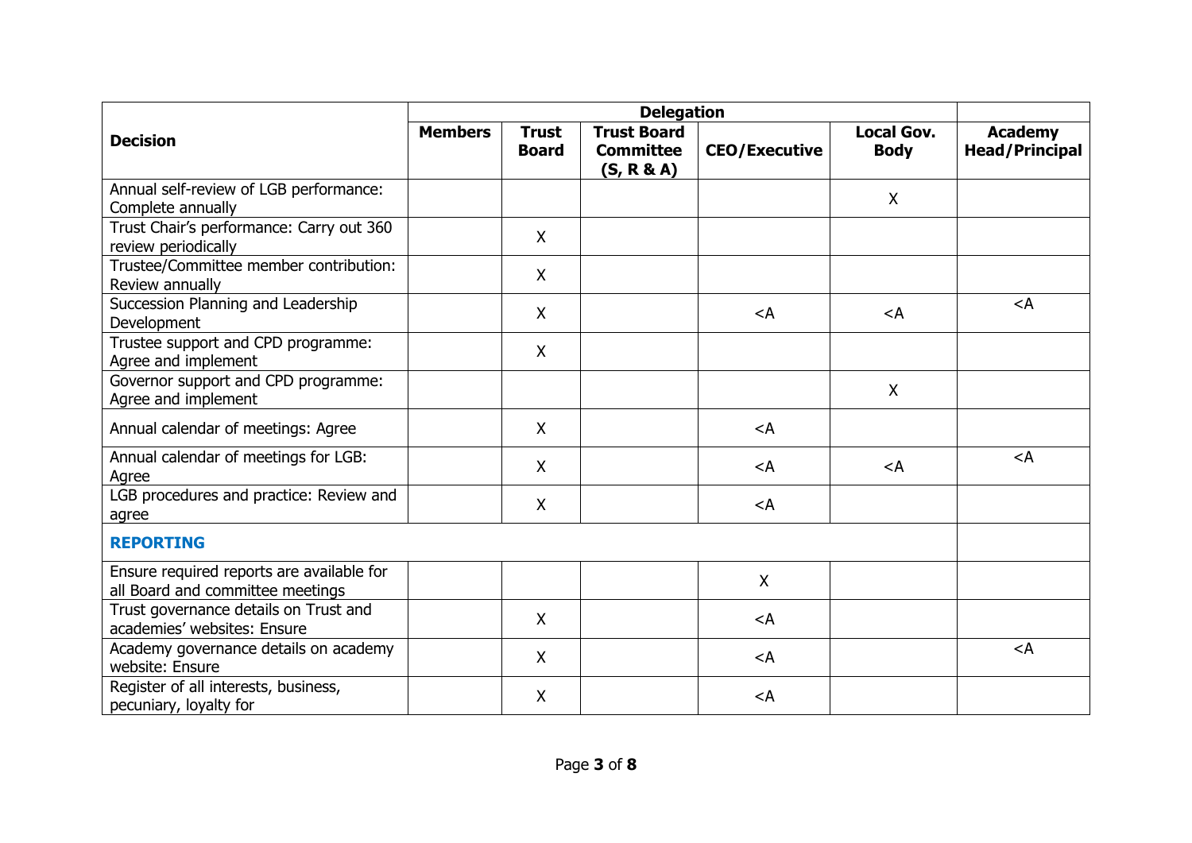| Decision | Delegation | | | | | |
|---|---|---|---|---|---|---|
| | **Members** | **Trust Board** | **Trust Board Committee (S, R & A)** | **CEO/Executive** | **Local Gov. Body** | **Academy Head/Principal** |
| Annual self-review of LGB performance: Complete annually | | | | | X | |
| Trust Chair's performance: Carry out 360 review periodically | | X | | | | |
| Trustee/Committee member contribution: Review annually | | X | | | | |
| Succession Planning and Leadership Development | | X | | <A | <A | <A |
| Trustee support and CPD programme: Agree and implement | | X | | | | |
| Governor support and CPD programme: Agree and implement | | | | | X | |
| Annual calendar of meetings: Agree | | X | | <A | | |
| Annual calendar of meetings for LGB: Agree | | X | | <A | <A | <A |
| LGB procedures and practice: Review and agree | | X | | <A | | |
| **REPORTING** | | | | | | |
| Ensure required reports are available for all Board and committee meetings | | | | X | | |
| Trust governance details on Trust and academies' websites: Ensure | | X | | <A | | |
| Academy governance details on academy website: Ensure | | X | | <A | | <A |
| Register of all interests, business, pecuniary, loyalty for | | X | | <A | | |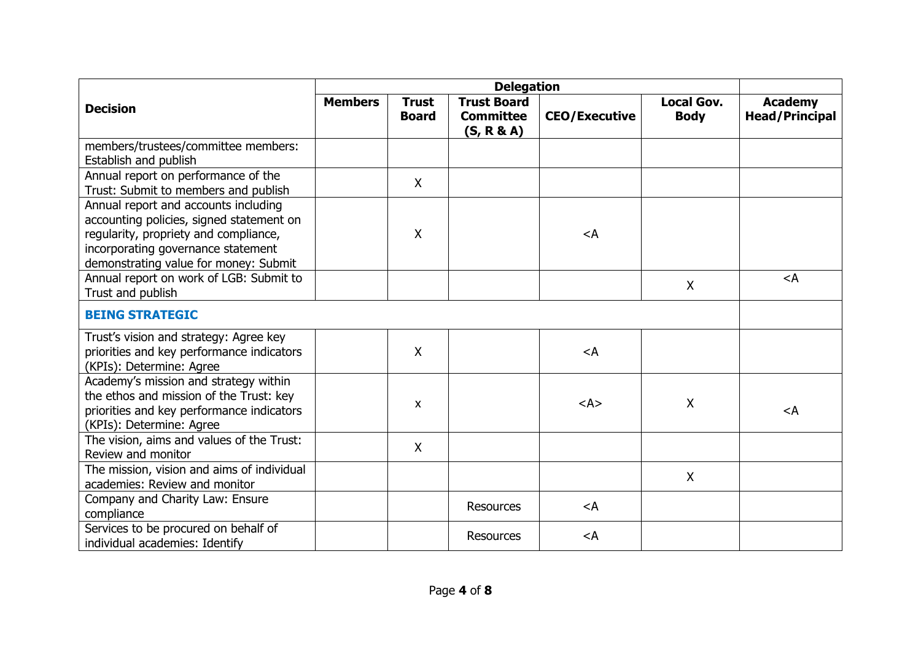| Decision | Delegation | | | | | |
|---|---|---|---|---|---|---|
| | **Members** | **Trust Board** | **Trust Board Committee (S, R & A)** | **CEO/Executive** | **Local Gov. Body** | **Academy Head/Principal** |
| members/trustees/committee members: Establish and publish | | | | | | |
| Annual report on performance of the Trust: Submit to members and publish | | X | | | | |
| Annual report and accounts including accounting policies, signed statement on regularity, propriety and compliance, incorporating governance statement demonstrating value for money: Submit | | X | | <A | | |
| Annual report on work of LGB: Submit to Trust and publish | | | | | X | <A |
| **BEING STRATEGIC** | | | | | | |
| Trust's vision and strategy: Agree key priorities and key performance indicators (KPIs): Determine: Agree | | X | | <A | | |
| Academy's mission and strategy within the ethos and mission of the Trust: key priorities and key performance indicators (KPIs): Determine: Agree | | x | | <A> | X | <A |
| The vision, aims and values of the Trust: Review and monitor | | X | | | | |
| The mission, vision and aims of individual academies: Review and monitor | | | | | X | |
| Company and Charity Law: Ensure compliance | | | Resources | <A | | |
| Services to be procured on behalf of individual academies: Identify | | | Resources | <A | | |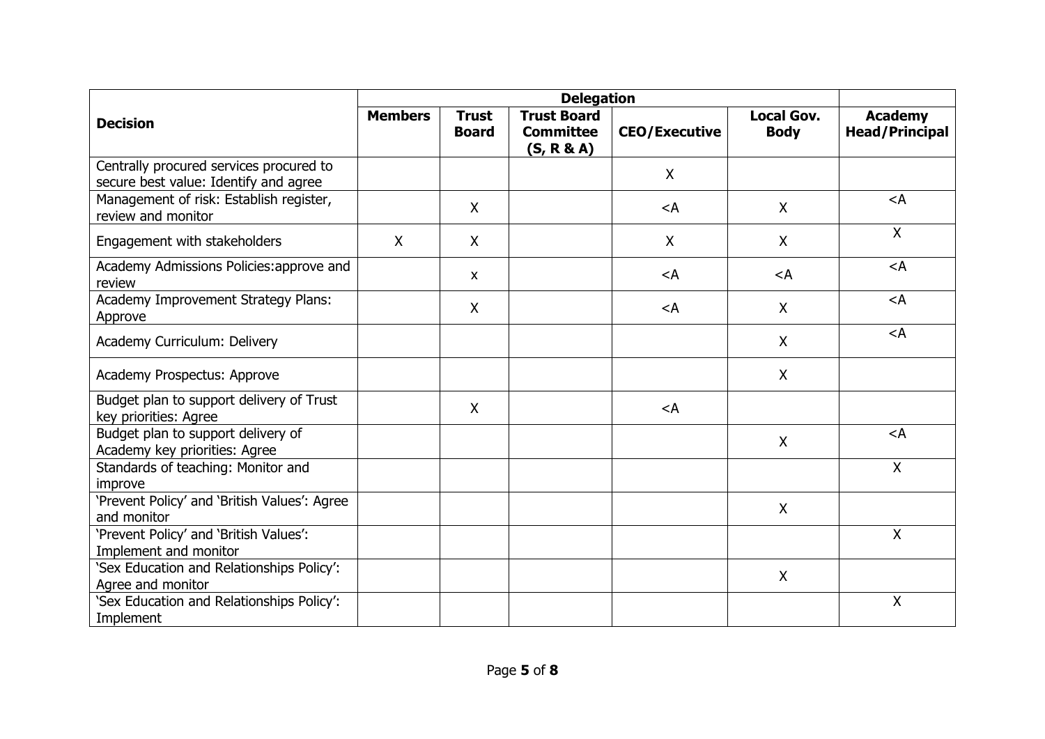| Decision | Delegation | | | | | |
|---|---|---|---|---|---|---|
| | **Members** | **Trust Board** | **Trust Board Committee (S, R & A)** | **CEO/Executive** | **Local Gov. Body** | **Academy Head/Principal** |
| Centrally procured services procured to secure best value: Identify and agree | | | | X | | |
| Management of risk: Establish register, review and monitor | | X | | <A | X | <A |
| Engagement with stakeholders | X | X | | X | X | X |
| Academy Admissions Policies:approve and review | | x | | <A | <A | <A |
| Academy Improvement Strategy Plans: Approve | | X | | <A | X | <A |
| Academy Curriculum: Delivery | | | | | X | <A |
| Academy Prospectus: Approve | | | | | X | |
| Budget plan to support delivery of Trust key priorities: Agree | | X | | <A | | |
| Budget plan to support delivery of Academy key priorities: Agree | | | | | X | <A |
| Standards of teaching: Monitor and improve | | | | | | X |
| 'Prevent Policy' and 'British Values': Agree and monitor | | | | | X | |
| 'Prevent Policy' and 'British Values': Implement and monitor | | | | | | X |
| 'Sex Education and Relationships Policy': Agree and monitor | | | | | X | |
| 'Sex Education and Relationships Policy': Implement | | | | | | X |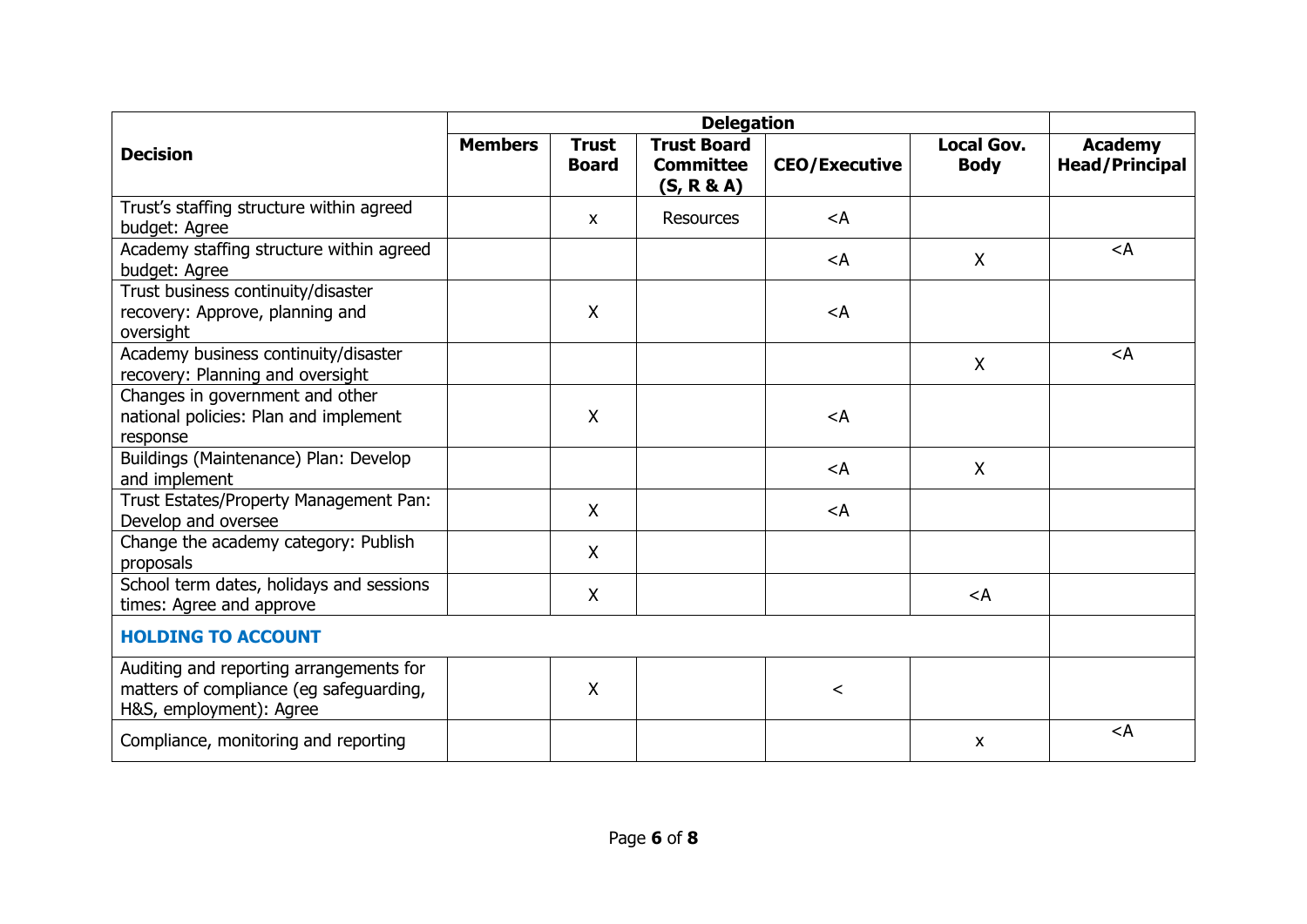| Decision | Delegation | | | | | |
|---|---|---|---|---|---|---|
| | **Members** | **Trust Board** | **Trust Board Committee (S, R & A)** | **CEO/Executive** | **Local Gov. Body** | **Academy Head/Principal** |
| Trust's staffing structure within agreed budget: Agree | | x | Resources | <A | | |
| Academy staffing structure within agreed budget: Agree | | | | <A | X | <A |
| Trust business continuity/disaster recovery: Approve, planning and oversight | | X | | <A | | |
| Academy business continuity/disaster recovery: Planning and oversight | | | | | X | <A |
| Changes in government and other national policies: Plan and implement response | | X | | <A | | |
| Buildings (Maintenance) Plan: Develop and implement | | | | <A | X | |
| Trust Estates/Property Management Pan: Develop and oversee | | X | | <A | | |
| Change the academy category: Publish proposals | | X | | | | |
| School term dates, holidays and sessions times: Agree and approve | | X | | | <A | |
| **HOLDING TO ACCOUNT** | | | | | | |
| Auditing and reporting arrangements for matters of compliance (eg safeguarding, H&S, employment): Agree | | X | | < | | |
| Compliance, monitoring and reporting | | | | | x | <A |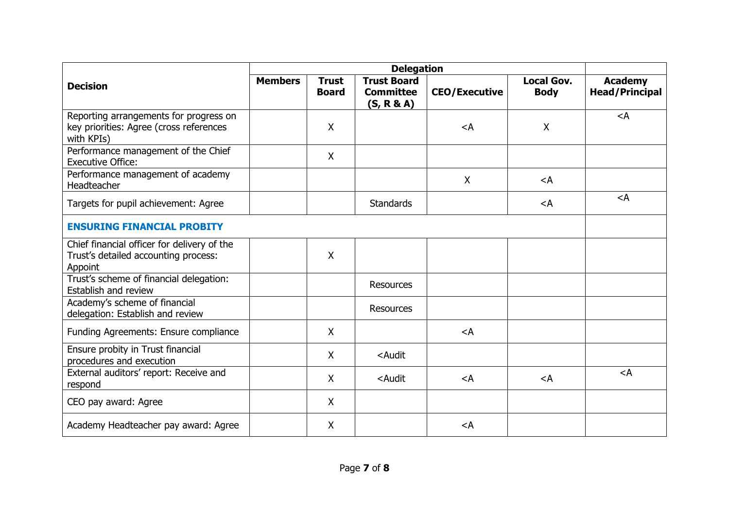| Decision | Delegation | | | | | |
|---|---|---|---|---|---|---|
| | **Members** | **Trust Board** | **Trust Board Committee (S, R & A)** | **CEO/Executive** | **Local Gov. Body** | **Academy Head/Principal** |
| Reporting arrangements for progress on key priorities: Agree (cross references with KPIs) | | X | | <A | X | <A |
| Performance management of the Chief Executive Office: | | X | | | | |
| Performance management of academy Headteacher | | | | X | <A | |
| Targets for pupil achievement: Agree | | | Standards | | <A | <A |
| **ENSURING FINANCIAL PROBITY** | | | | | | |
| Chief financial officer for delivery of the Trust's detailed accounting process: Appoint | | X | | | | |
| Trust's scheme of financial delegation: Establish and review | | | Resources | | | |
| Academy's scheme of financial delegation: Establish and review | | | Resources | | | |
| Funding Agreements: Ensure compliance | | X | | <A | | |
| Ensure probity in Trust financial procedures and execution | | X | <Audit | | | |
| External auditors' report: Receive and respond | | X | <Audit | <A | <A | <A |
| CEO pay award: Agree | | X | | | | |
| Academy Headteacher pay award: Agree | | X | | <A | | |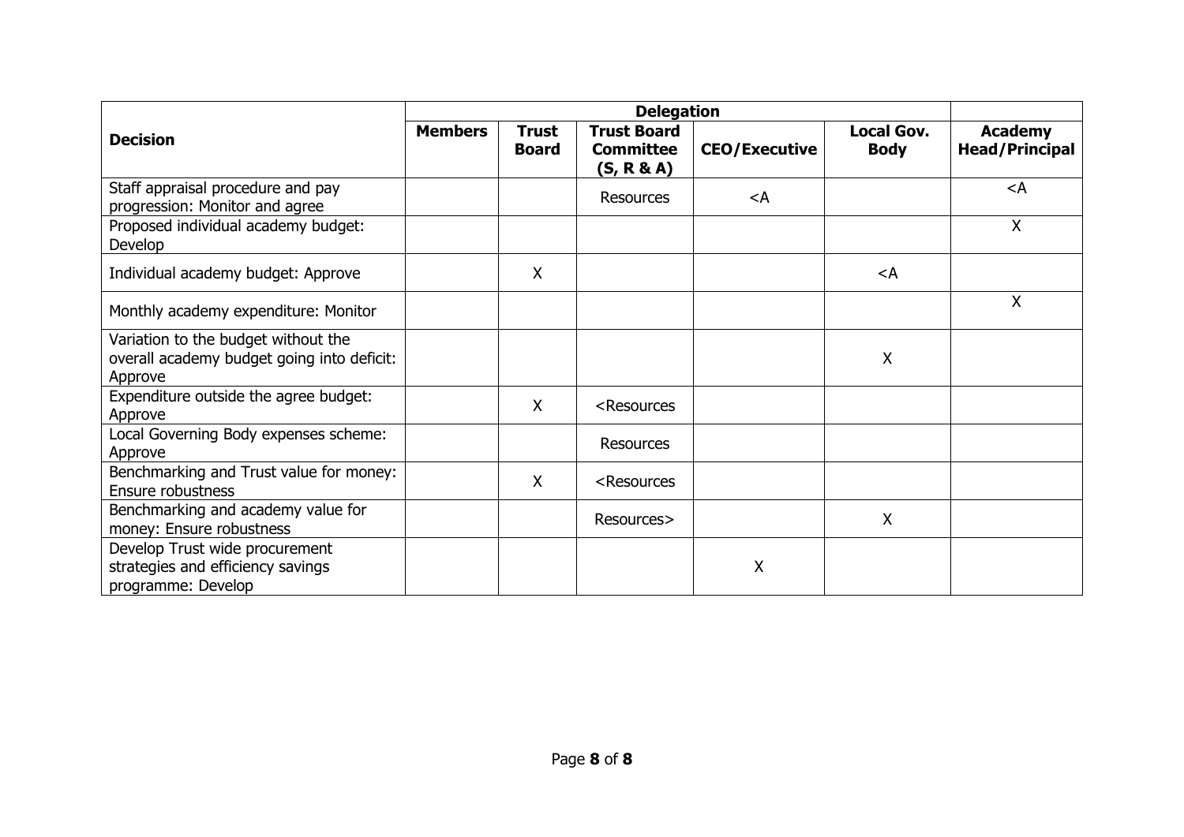| Decision | Delegation | | | | | |
| --- | --- | --- | --- | --- | --- | --- |
| | **Members** | **Trust Board** | **Trust Board Committee (S, R & A)** | **CEO/Executive** | **Local Gov. Body** | **Academy Head/Principal** |
| Staff appraisal procedure and pay progression: Monitor and agree | | | Resources | <A | | <A |
| Proposed individual academy budget: Develop | | | | | | X |
| Individual academy budget: Approve | | X | | | <A | |
| Monthly academy expenditure: Monitor | | | | | | X |
| Variation to the budget without the overall academy budget going into deficit: Approve | | | | | X | |
| Expenditure outside the agree budget: Approve | | X | <Resources | | | |
| Local Governing Body expenses scheme: Approve | | | Resources | | | |
| Benchmarking and Trust value for money: Ensure robustness | | X | <Resources | | | |
| Benchmarking and academy value for money: Ensure robustness | | | Resources> | | X | |
| Develop Trust wide procurement strategies and efficiency savings programme: Develop | | | | X | | |